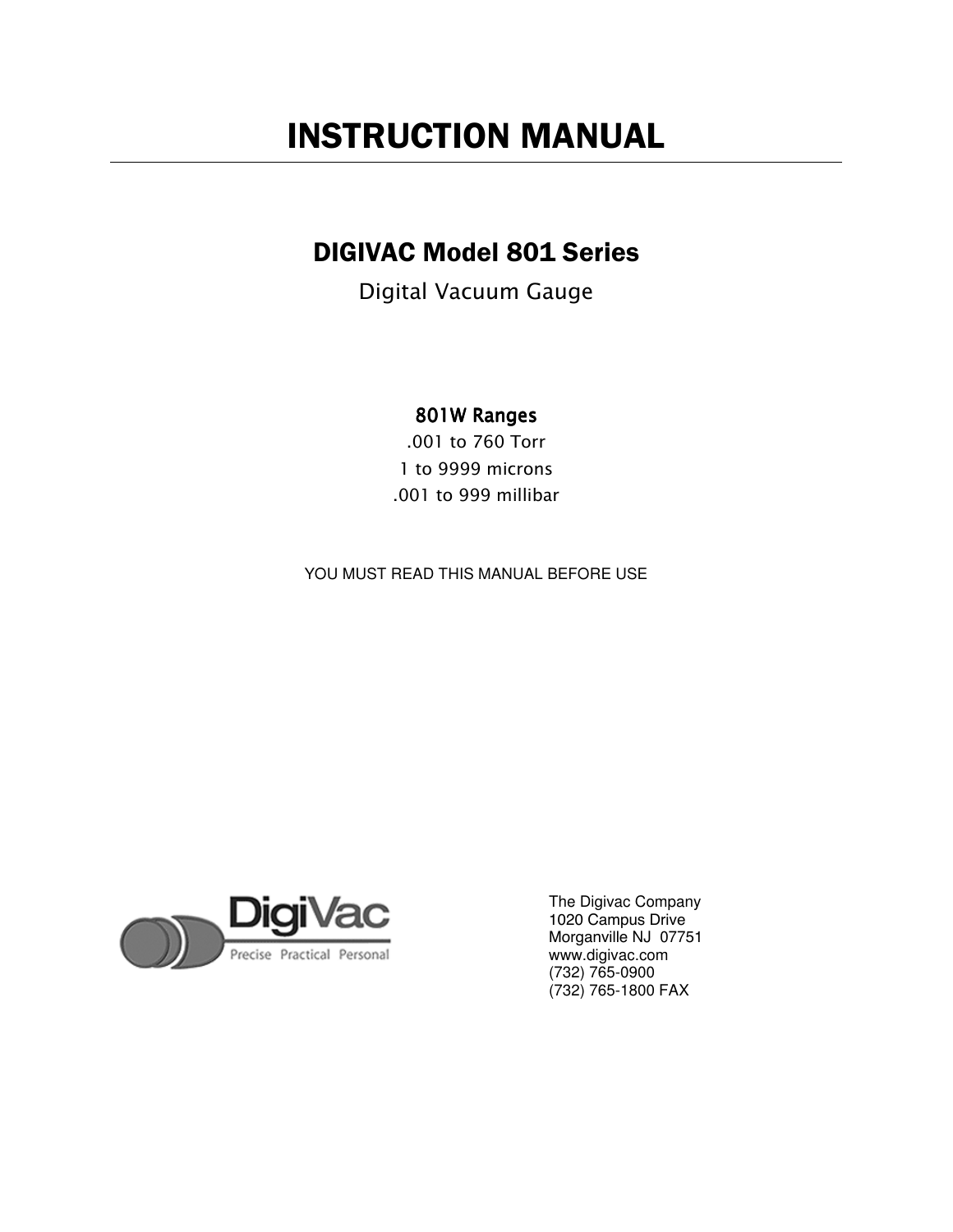# INSTRUCTION MANUAL

## DIGIVAC Model 801 Series

Digital Vacuum Gauge

### 801W Ranges

.001 to 760 Torr

1 to 9999 microns

.001 to 999 millibar

YOU MUST READ THIS MANUAL BEFORE USE

DigiVac
Precise Practical Personal

The Digivac Company
1020 Campus Drive
Morganville NJ 07751
www.digivac.com
(732) 765-0900
(732) 765-1800 FAX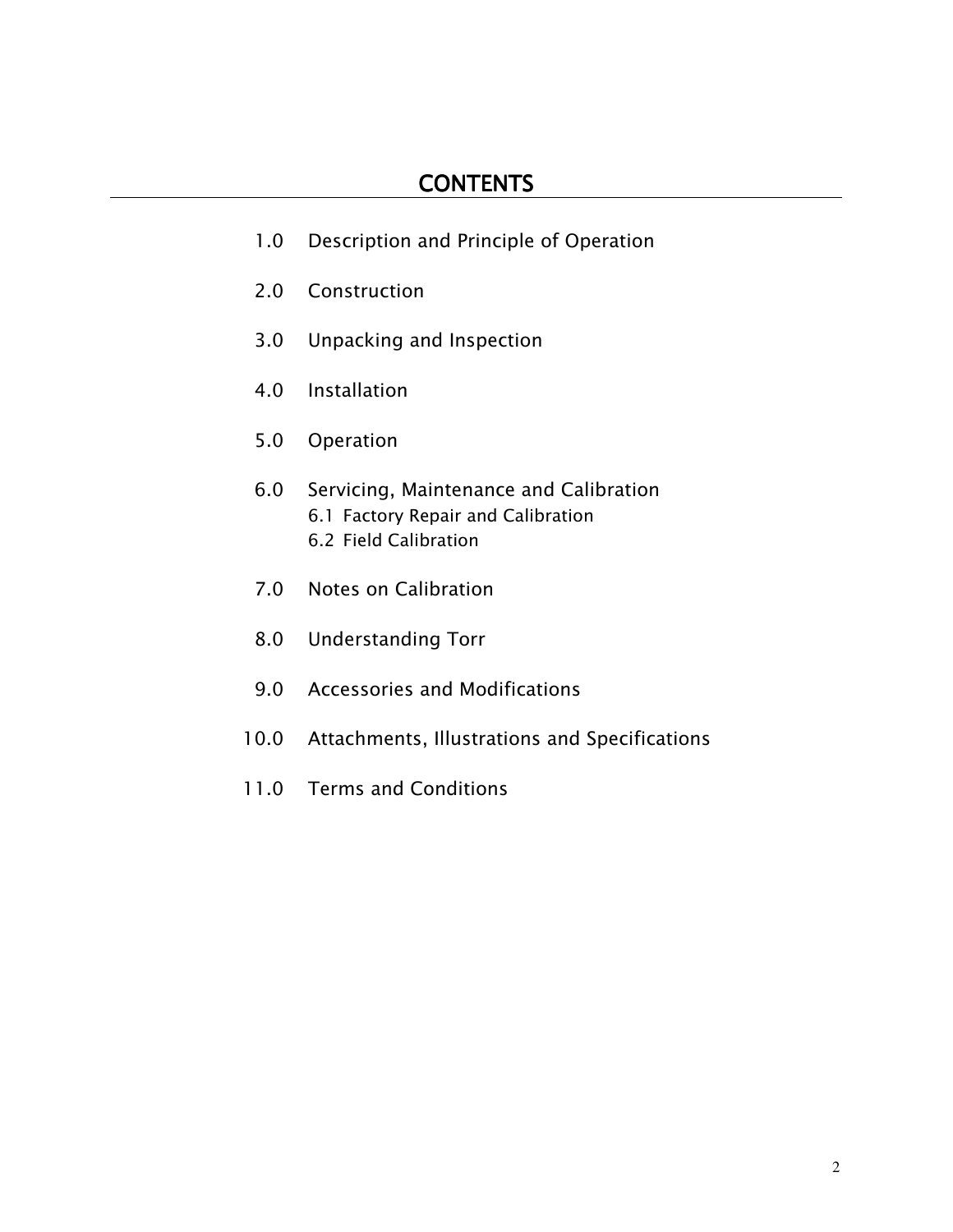# CONTENTS

1.0 Description and Principle of Operation

2.0 Construction

3.0 Unpacking and Inspection

4.0 Installation

5.0 Operation

6.0 Servicing, Maintenance and Calibration
- 6.1 Factory Repair and Calibration
- 6.2 Field Calibration

7.0 Notes on Calibration

8.0 Understanding Torr

9.0 Accessories and Modifications

10.0 Attachments, Illustrations and Specifications

11.0 Terms and Conditions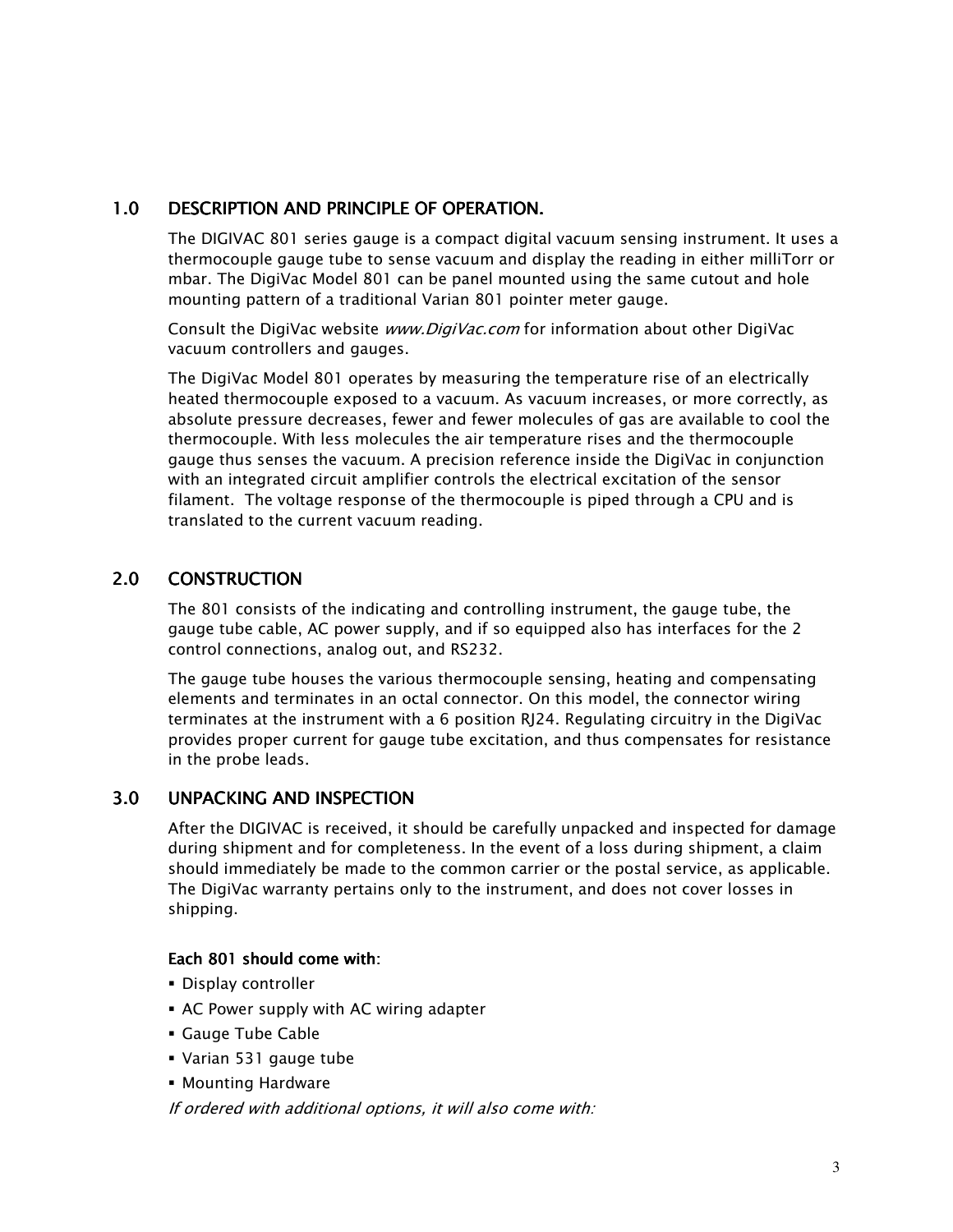## 1.0 DESCRIPTION AND PRINCIPLE OF OPERATION.

The DIGIVAC 801 series gauge is a compact digital vacuum sensing instrument. It uses a thermocouple gauge tube to sense vacuum and display the reading in either milliTorr or mbar. The DigiVac Model 801 can be panel mounted using the same cutout and hole mounting pattern of a traditional Varian 801 pointer meter gauge.

Consult the DigiVac website *www.DigiVac.com* for information about other DigiVac vacuum controllers and gauges.

The DigiVac Model 801 operates by measuring the temperature rise of an electrically heated thermocouple exposed to a vacuum. As vacuum increases, or more correctly, as absolute pressure decreases, fewer and fewer molecules of gas are available to cool the thermocouple. With less molecules the air temperature rises and the thermocouple gauge thus senses the vacuum. A precision reference inside the DigiVac in conjunction with an integrated circuit amplifier controls the electrical excitation of the sensor filament. The voltage response of the thermocouple is piped through a CPU and is translated to the current vacuum reading.

## 2.0 CONSTRUCTION

The 801 consists of the indicating and controlling instrument, the gauge tube, the gauge tube cable, AC power supply, and if so equipped also has interfaces for the 2 control connections, analog out, and RS232.

The gauge tube houses the various thermocouple sensing, heating and compensating elements and terminates in an octal connector. On this model, the connector wiring terminates at the instrument with a 6 position RJ24. Regulating circuitry in the DigiVac provides proper current for gauge tube excitation, and thus compensates for resistance in the probe leads.

## 3.0 UNPACKING AND INSPECTION

After the DIGIVAC is received, it should be carefully unpacked and inspected for damage during shipment and for completeness. In the event of a loss during shipment, a claim should immediately be made to the common carrier or the postal service, as applicable. The DigiVac warranty pertains only to the instrument, and does not cover losses in shipping.

**Each 801 should come with:**

- Display controller
- AC Power supply with AC wiring adapter
- Gauge Tube Cable
- Varian 531 gauge tube
- Mounting Hardware

*If ordered with additional options, it will also come with:*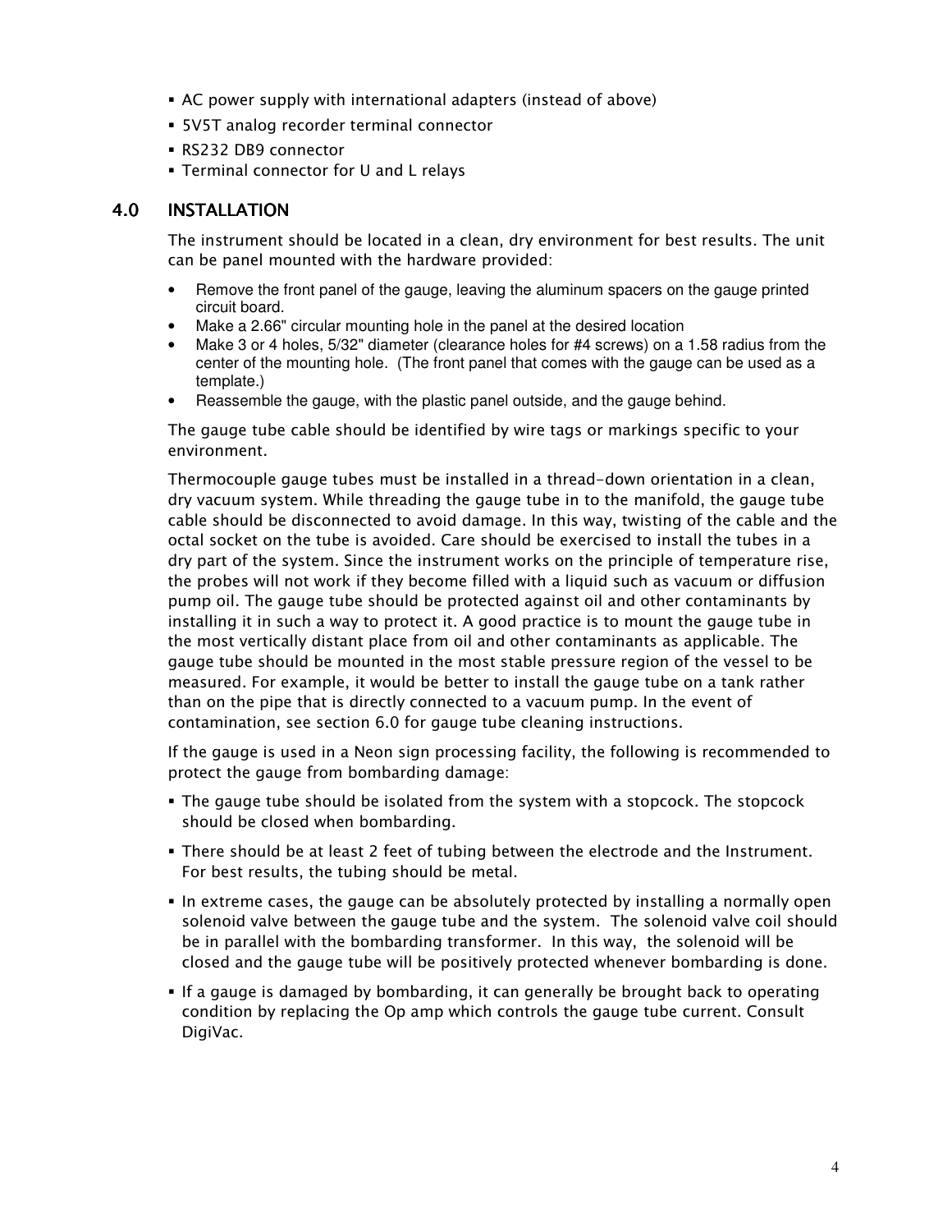- AC power supply with international adapters (instead of above)
- 5V5T analog recorder terminal connector
- RS232 DB9 connector
- Terminal connector for U and L relays

## 4.0 INSTALLATION

The instrument should be located in a clean, dry environment for best results. The unit can be panel mounted with the hardware provided:

- Remove the front panel of the gauge, leaving the aluminum spacers on the gauge printed circuit board.
- Make a 2.66" circular mounting hole in the panel at the desired location
- Make 3 or 4 holes, 5/32" diameter (clearance holes for #4 screws) on a 1.58 radius from the center of the mounting hole. (The front panel that comes with the gauge can be used as a template.)
- Reassemble the gauge, with the plastic panel outside, and the gauge behind.

The gauge tube cable should be identified by wire tags or markings specific to your environment.

Thermocouple gauge tubes must be installed in a thread-down orientation in a clean, dry vacuum system. While threading the gauge tube in to the manifold, the gauge tube cable should be disconnected to avoid damage. In this way, twisting of the cable and the octal socket on the tube is avoided. Care should be exercised to install the tubes in a dry part of the system. Since the instrument works on the principle of temperature rise, the probes will not work if they become filled with a liquid such as vacuum or diffusion pump oil. The gauge tube should be protected against oil and other contaminants by installing it in such a way to protect it. A good practice is to mount the gauge tube in the most vertically distant place from oil and other contaminants as applicable. The gauge tube should be mounted in the most stable pressure region of the vessel to be measured. For example, it would be better to install the gauge tube on a tank rather than on the pipe that is directly connected to a vacuum pump. In the event of contamination, see section 6.0 for gauge tube cleaning instructions.

If the gauge is used in a Neon sign processing facility, the following is recommended to protect the gauge from bombarding damage:

- The gauge tube should be isolated from the system with a stopcock. The stopcock should be closed when bombarding.
- There should be at least 2 feet of tubing between the electrode and the Instrument. For best results, the tubing should be metal.
- In extreme cases, the gauge can be absolutely protected by installing a normally open solenoid valve between the gauge tube and the system. The solenoid valve coil should be in parallel with the bombarding transformer. In this way, the solenoid will be closed and the gauge tube will be positively protected whenever bombarding is done.
- If a gauge is damaged by bombarding, it can generally be brought back to operating condition by replacing the Op amp which controls the gauge tube current. Consult DigiVac.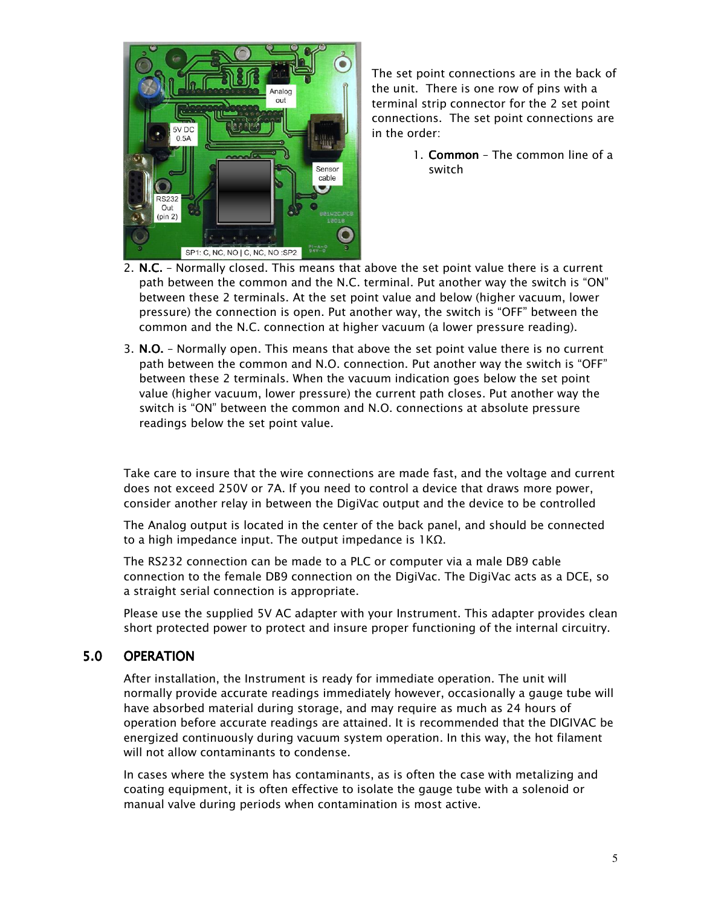The set point connections are in the back of the unit. There is one row of pins with a terminal strip connector for the 2 set point connections. The set point connections are in the order:

1. **Common** – The common line of a switch
2. **N.C.** – Normally closed. This means that above the set point value there is a current path between the common and the N.C. terminal. Put another way the switch is "ON" between these 2 terminals. At the set point value and below (higher vacuum, lower pressure) the connection is open. Put another way, the switch is "OFF" between the common and the N.C. connection at higher vacuum (a lower pressure reading).
3. **N.O.** – Normally open. This means that above the set point value there is no current path between the common and N.O. connection. Put another way the switch is "OFF" between these 2 terminals. When the vacuum indication goes below the set point value (higher vacuum, lower pressure) the current path closes. Put another way the switch is "ON" between the common and N.O. connections at absolute pressure readings below the set point value.

Take care to insure that the wire connections are made fast, and the voltage and current does not exceed 250V or 7A. If you need to control a device that draws more power, consider another relay in between the DigiVac output and the device to be controlled

The Analog output is located in the center of the back panel, and should be connected to a high impedance input. The output impedance is 1KΩ.

The RS232 connection can be made to a PLC or computer via a male DB9 cable connection to the female DB9 connection on the DigiVac. The DigiVac acts as a DCE, so a straight serial connection is appropriate.

Please use the supplied 5V AC adapter with your Instrument. This adapter provides clean short protected power to protect and insure proper functioning of the internal circuitry.

## 5.0 OPERATION

After installation, the Instrument is ready for immediate operation. The unit will normally provide accurate readings immediately however, occasionally a gauge tube will have absorbed material during storage, and may require as much as 24 hours of operation before accurate readings are attained. It is recommended that the DIGIVAC be energized continuously during vacuum system operation. In this way, the hot filament will not allow contaminants to condense.

In cases where the system has contaminants, as is often the case with metalizing and coating equipment, it is often effective to isolate the gauge tube with a solenoid or manual valve during periods when contamination is most active.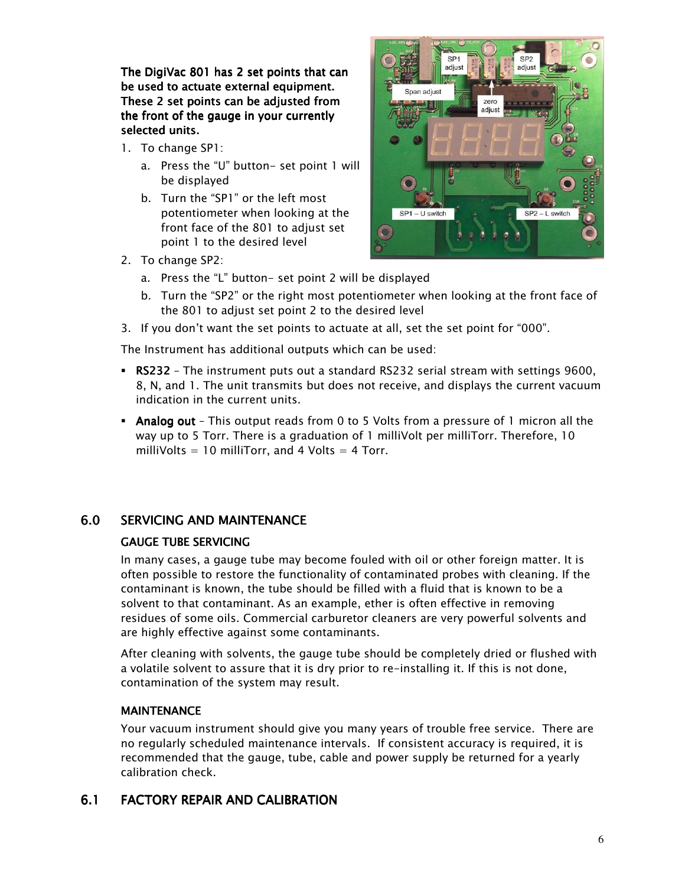**The DigiVac 801 has 2 set points that can be used to actuate external equipment. These 2 set points can be adjusted from the front of the gauge in your currently selected units.**

1. To change SP1:
   a. Press the "U" button- set point 1 will be displayed
   b. Turn the "SP1" or the left most potentiometer when looking at the front face of the 801 to adjust set point 1 to the desired level
2. To change SP2:
   a. Press the "L" button- set point 2 will be displayed
   b. Turn the "SP2" or the right most potentiometer when looking at the front face of the 801 to adjust set point 2 to the desired level
3. If you don't want the set points to actuate at all, set the set point for "000".

The Instrument has additional outputs which can be used:

- **RS232** – The instrument puts out a standard RS232 serial stream with settings 9600, 8, N, and 1. The unit transmits but does not receive, and displays the current vacuum indication in the current units.
- **Analog out** – This output reads from 0 to 5 Volts from a pressure of 1 micron all the way up to 5 Torr. There is a graduation of 1 milliVolt per milliTorr. Therefore, 10 milliVolts = 10 milliTorr, and 4 Volts = 4 Torr.

## 6.0 SERVICING AND MAINTENANCE

### GAUGE TUBE SERVICING

In many cases, a gauge tube may become fouled with oil or other foreign matter. It is often possible to restore the functionality of contaminated probes with cleaning. If the contaminant is known, the tube should be filled with a fluid that is known to be a solvent to that contaminant. As an example, ether is often effective in removing residues of some oils. Commercial carburetor cleaners are very powerful solvents and are highly effective against some contaminants.

After cleaning with solvents, the gauge tube should be completely dried or flushed with a volatile solvent to assure that it is dry prior to re-installing it. If this is not done, contamination of the system may result.

### MAINTENANCE

Your vacuum instrument should give you many years of trouble free service. There are no regularly scheduled maintenance intervals. If consistent accuracy is required, it is recommended that the gauge, tube, cable and power supply be returned for a yearly calibration check.

## 6.1 FACTORY REPAIR AND CALIBRATION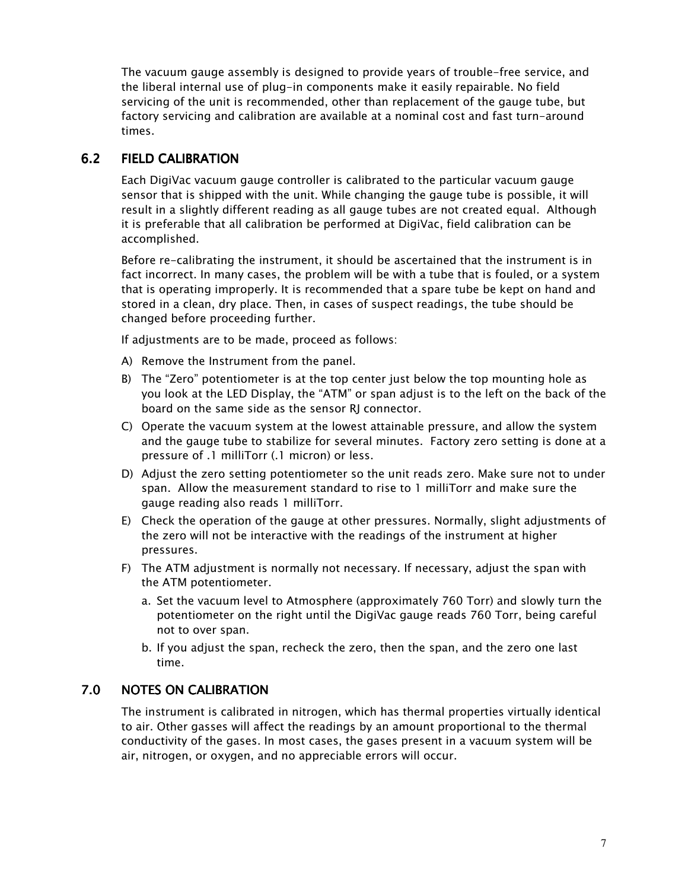The vacuum gauge assembly is designed to provide years of trouble-free service, and the liberal internal use of plug-in components make it easily repairable. No field servicing of the unit is recommended, other than replacement of the gauge tube, but factory servicing and calibration are available at a nominal cost and fast turn-around times.

## 6.2 FIELD CALIBRATION

Each DigiVac vacuum gauge controller is calibrated to the particular vacuum gauge sensor that is shipped with the unit. While changing the gauge tube is possible, it will result in a slightly different reading as all gauge tubes are not created equal. Although it is preferable that all calibration be performed at DigiVac, field calibration can be accomplished.

Before re-calibrating the instrument, it should be ascertained that the instrument is in fact incorrect. In many cases, the problem will be with a tube that is fouled, or a system that is operating improperly. It is recommended that a spare tube be kept on hand and stored in a clean, dry place. Then, in cases of suspect readings, the tube should be changed before proceeding further.

If adjustments are to be made, proceed as follows:

A) Remove the Instrument from the panel.

B) The "Zero" potentiometer is at the top center just below the top mounting hole as you look at the LED Display, the "ATM" or span adjust is to the left on the back of the board on the same side as the sensor RJ connector.

C) Operate the vacuum system at the lowest attainable pressure, and allow the system and the gauge tube to stabilize for several minutes. Factory zero setting is done at a pressure of .1 milliTorr (.1 micron) or less.

D) Adjust the zero setting potentiometer so the unit reads zero. Make sure not to under span. Allow the measurement standard to rise to 1 milliTorr and make sure the gauge reading also reads 1 milliTorr.

E) Check the operation of the gauge at other pressures. Normally, slight adjustments of the zero will not be interactive with the readings of the instrument at higher pressures.

F) The ATM adjustment is normally not necessary. If necessary, adjust the span with the ATM potentiometer.

   a. Set the vacuum level to Atmosphere (approximately 760 Torr) and slowly turn the potentiometer on the right until the DigiVac gauge reads 760 Torr, being careful not to over span.

   b. If you adjust the span, recheck the zero, then the span, and the zero one last time.

## 7.0 NOTES ON CALIBRATION

The instrument is calibrated in nitrogen, which has thermal properties virtually identical to air. Other gasses will affect the readings by an amount proportional to the thermal conductivity of the gases. In most cases, the gases present in a vacuum system will be air, nitrogen, or oxygen, and no appreciable errors will occur.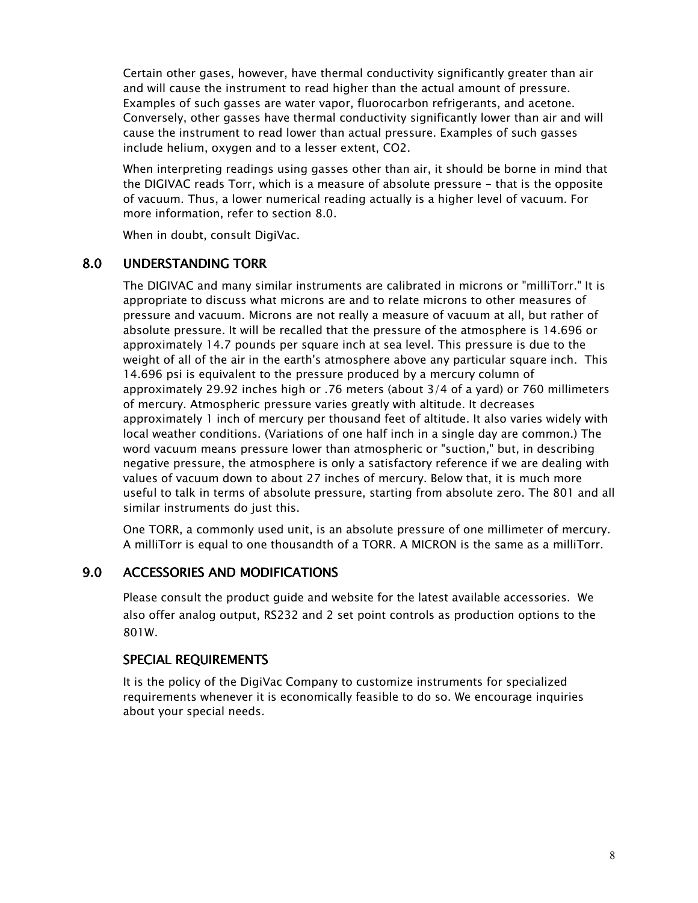Certain other gases, however, have thermal conductivity significantly greater than air and will cause the instrument to read higher than the actual amount of pressure. Examples of such gasses are water vapor, fluorocarbon refrigerants, and acetone. Conversely, other gasses have thermal conductivity significantly lower than air and will cause the instrument to read lower than actual pressure. Examples of such gasses include helium, oxygen and to a lesser extent, $CO_2$.

When interpreting readings using gasses other than air, it should be borne in mind that the DIGIVAC reads Torr, which is a measure of absolute pressure - that is the opposite of vacuum. Thus, a lower numerical reading actually is a higher level of vacuum. For more information, refer to section 8.0.

When in doubt, consult DigiVac.

## 8.0 UNDERSTANDING TORR

The DIGIVAC and many similar instruments are calibrated in microns or "milliTorr." It is appropriate to discuss what microns are and to relate microns to other measures of pressure and vacuum. Microns are not really a measure of vacuum at all, but rather of absolute pressure. It will be recalled that the pressure of the atmosphere is 14.696 or approximately 14.7 pounds per square inch at sea level. This pressure is due to the weight of all of the air in the earth's atmosphere above any particular square inch. This 14.696 psi is equivalent to the pressure produced by a mercury column of approximately 29.92 inches high or .76 meters (about 3/4 of a yard) or 760 millimeters of mercury. Atmospheric pressure varies greatly with altitude. It decreases approximately 1 inch of mercury per thousand feet of altitude. It also varies widely with local weather conditions. (Variations of one half inch in a single day are common.) The word vacuum means pressure lower than atmospheric or "suction," but, in describing negative pressure, the atmosphere is only a satisfactory reference if we are dealing with values of vacuum down to about 27 inches of mercury. Below that, it is much more useful to talk in terms of absolute pressure, starting from absolute zero. The 801 and all similar instruments do just this.

One TORR, a commonly used unit, is an absolute pressure of one millimeter of mercury. A milliTorr is equal to one thousandth of a TORR. A MICRON is the same as a milliTorr.

## 9.0 ACCESSORIES AND MODIFICATIONS

Please consult the product guide and website for the latest available accessories. We also offer analog output, RS232 and 2 set point controls as production options to the 801W.

### SPECIAL REQUIREMENTS

It is the policy of the DigiVac Company to customize instruments for specialized requirements whenever it is economically feasible to do so. We encourage inquiries about your special needs.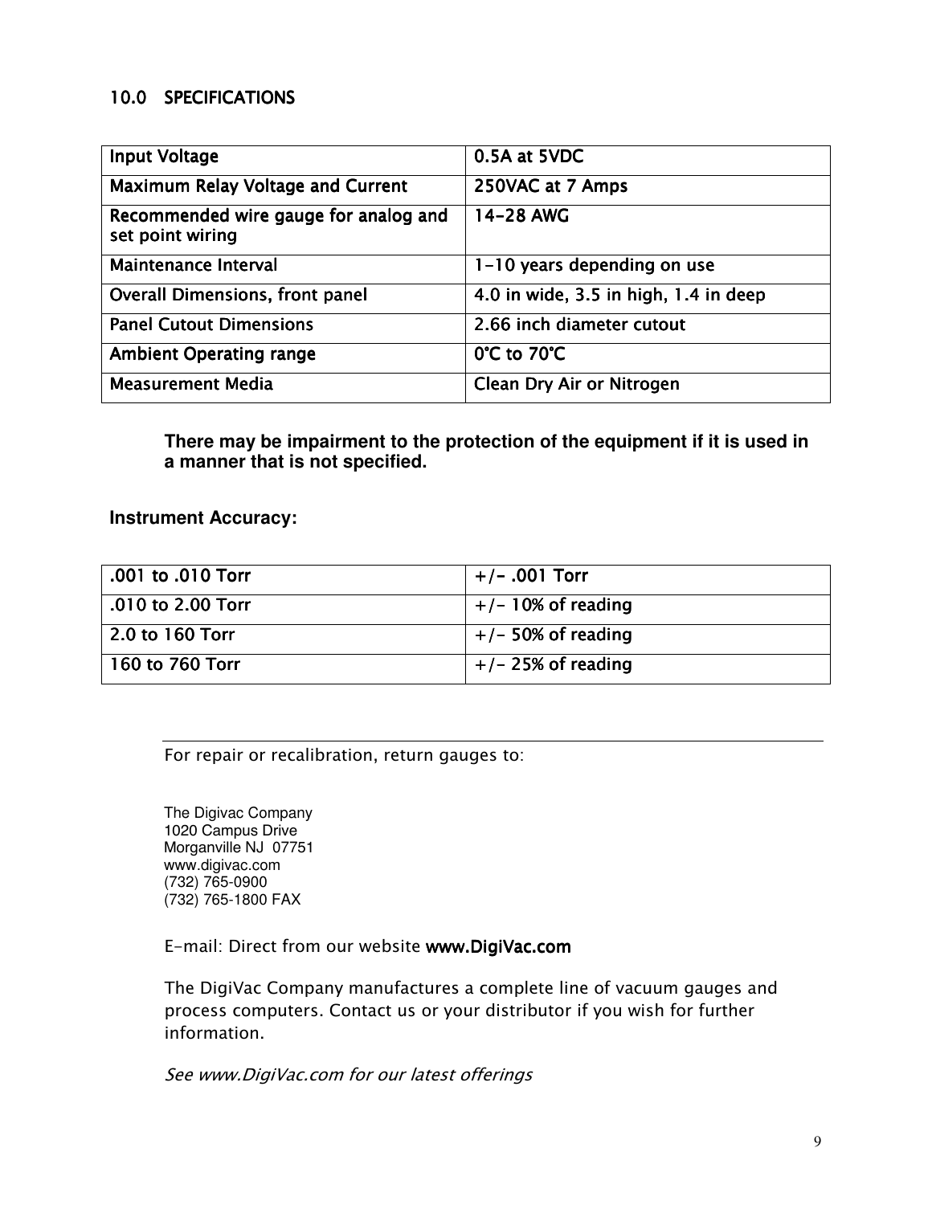## 10.0 SPECIFICATIONS

| | |
|---|---|
| **Input Voltage** | **0.5A at 5VDC** |
| **Maximum Relay Voltage and Current** | **250VAC at 7 Amps** |
| **Recommended wire gauge for analog and set point wiring** | **14-28 AWG** |
| Maintenance Interval | 1-10 years depending on use |
| Overall Dimensions, front panel | 4.0 in wide, 3.5 in high, 1.4 in deep |
| Panel Cutout Dimensions | 2.66 inch diameter cutout |
| **Ambient Operating range** | **0°C to 70°C** |
| Measurement Media | Clean Dry Air or Nitrogen |

**There may be impairment to the protection of the equipment if it is used in a manner that is not specified.**

**Instrument Accuracy:**

| | |
|---|---|
| .001 to .010 Torr | +/- .001 Torr |
| .010 to 2.00 Torr | +/- 10% of reading |
| 2.0 to 160 Torr | +/- 50% of reading |
| 160 to 760 Torr | +/- 25% of reading |

---

For repair or recalibration, return gauges to:

The Digivac Company
1020 Campus Drive
Morganville NJ 07751
www.digivac.com
(732) 765-0900
(732) 765-1800 FAX

E-mail: Direct from our website **www.DigiVac.com**

The DigiVac Company manufactures a complete line of vacuum gauges and process computers. Contact us or your distributor if you wish for further information.

*See www.DigiVac.com for our latest offerings*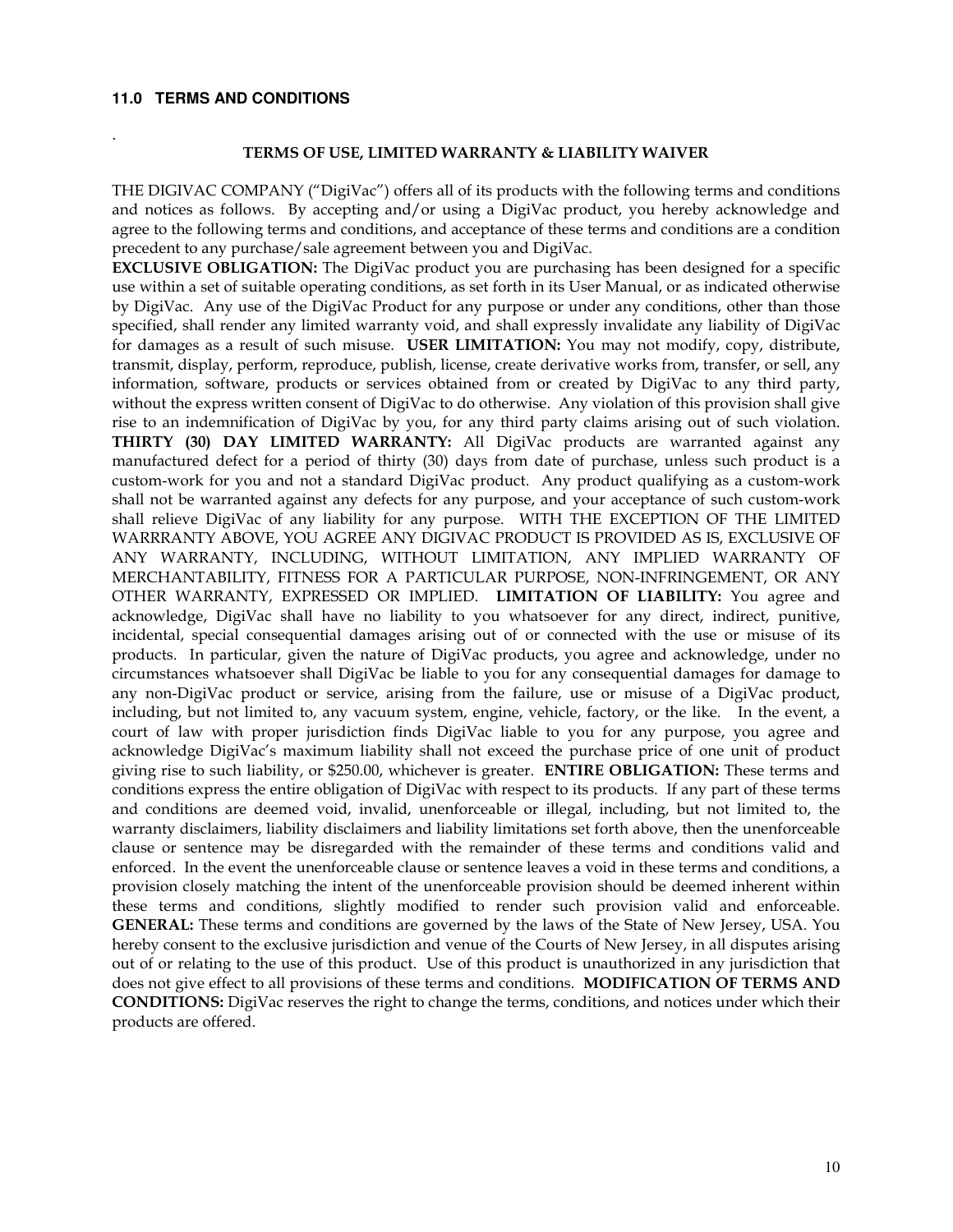### 11.0 TERMS AND CONDITIONS

.

**TERMS OF USE, LIMITED WARRANTY & LIABILITY WAIVER**

THE DIGIVAC COMPANY ("DigiVac") offers all of its products with the following terms and conditions and notices as follows. By accepting and/or using a DigiVac product, you hereby acknowledge and agree to the following terms and conditions, and acceptance of these terms and conditions are a condition precedent to any purchase/sale agreement between you and DigiVac.

**EXCLUSIVE OBLIGATION:** The DigiVac product you are purchasing has been designed for a specific use within a set of suitable operating conditions, as set forth in its User Manual, or as indicated otherwise by DigiVac. Any use of the DigiVac Product for any purpose or under any conditions, other than those specified, shall render any limited warranty void, and shall expressly invalidate any liability of DigiVac for damages as a result of such misuse. **USER LIMITATION:** You may not modify, copy, distribute, transmit, display, perform, reproduce, publish, license, create derivative works from, transfer, or sell, any information, software, products or services obtained from or created by DigiVac to any third party, without the express written consent of DigiVac to do otherwise. Any violation of this provision shall give rise to an indemnification of DigiVac by you, for any third party claims arising out of such violation. **THIRTY (30) DAY LIMITED WARRANTY:** All DigiVac products are warranted against any manufactured defect for a period of thirty (30) days from date of purchase, unless such product is a custom-work for you and not a standard DigiVac product. Any product qualifying as a custom-work shall not be warranted against any defects for any purpose, and your acceptance of such custom-work shall relieve DigiVac of any liability for any purpose. WITH THE EXCEPTION OF THE LIMITED WARRRANTY ABOVE, YOU AGREE ANY DIGIVAC PRODUCT IS PROVIDED AS IS, EXCLUSIVE OF ANY WARRANTY, INCLUDING, WITHOUT LIMITATION, ANY IMPLIED WARRANTY OF MERCHANTABILITY, FITNESS FOR A PARTICULAR PURPOSE, NON-INFRINGEMENT, OR ANY OTHER WARRANTY, EXPRESSED OR IMPLIED. **LIMITATION OF LIABILITY:** You agree and acknowledge, DigiVac shall have no liability to you whatsoever for any direct, indirect, punitive, incidental, special consequential damages arising out of or connected with the use or misuse of its products. In particular, given the nature of DigiVac products, you agree and acknowledge, under no circumstances whatsoever shall DigiVac be liable to you for any consequential damages for damage to any non-DigiVac product or service, arising from the failure, use or misuse of a DigiVac product, including, but not limited to, any vacuum system, engine, vehicle, factory, or the like. In the event, a court of law with proper jurisdiction finds DigiVac liable to you for any purpose, you agree and acknowledge DigiVac's maximum liability shall not exceed the purchase price of one unit of product giving rise to such liability, or $250.00, whichever is greater. **ENTIRE OBLIGATION:** These terms and conditions express the entire obligation of DigiVac with respect to its products. If any part of these terms and conditions are deemed void, invalid, unenforceable or illegal, including, but not limited to, the warranty disclaimers, liability disclaimers and liability limitations set forth above, then the unenforceable clause or sentence may be disregarded with the remainder of these terms and conditions valid and enforced. In the event the unenforceable clause or sentence leaves a void in these terms and conditions, a provision closely matching the intent of the unenforceable provision should be deemed inherent within these terms and conditions, slightly modified to render such provision valid and enforceable. **GENERAL:** These terms and conditions are governed by the laws of the State of New Jersey, USA. You hereby consent to the exclusive jurisdiction and venue of the Courts of New Jersey, in all disputes arising out of or relating to the use of this product. Use of this product is unauthorized in any jurisdiction that does not give effect to all provisions of these terms and conditions. **MODIFICATION OF TERMS AND CONDITIONS:** DigiVac reserves the right to change the terms, conditions, and notices under which their products are offered.